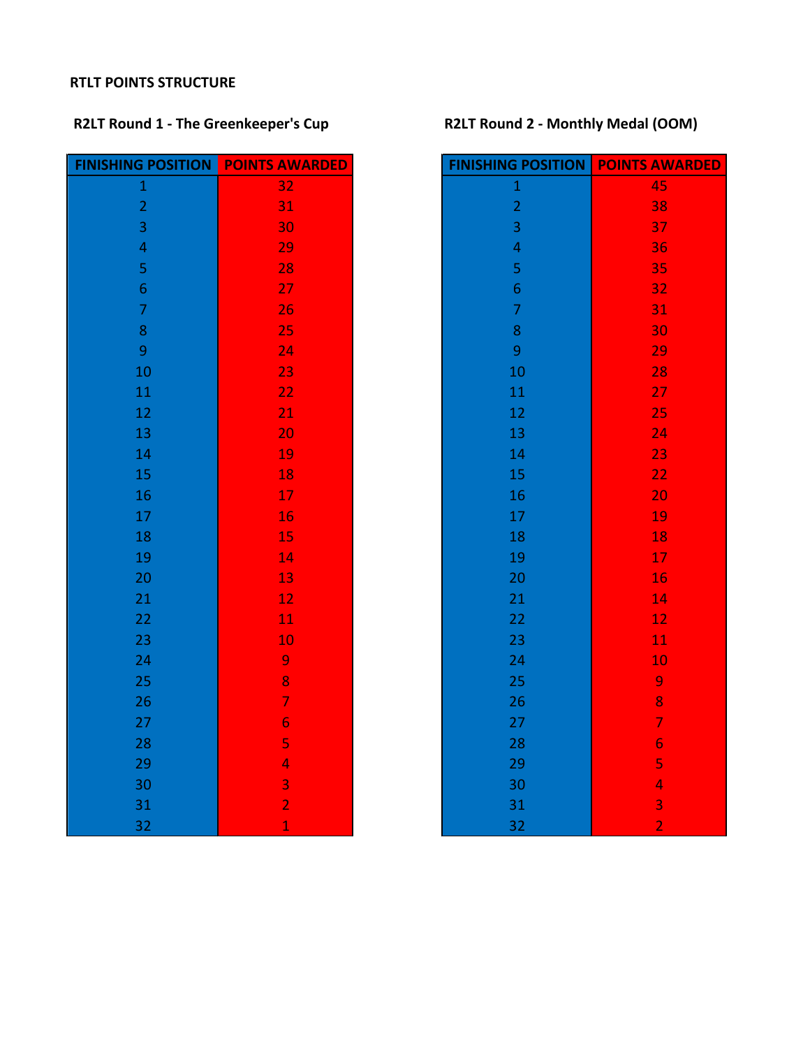# RTLT POINTS STRUCTURE

## R2LT Round 1 - The Greenkeeper's Cup

| FINISHING POSITION | POINTS AWARDED |
|---|---|
| 1 | 32 |
| 2 | 31 |
| 3 | 30 |
| 4 | 29 |
| 5 | 28 |
| 6 | 27 |
| 7 | 26 |
| 8 | 25 |
| 9 | 24 |
| 10 | 23 |
| 11 | 22 |
| 12 | 21 |
| 13 | 20 |
| 14 | 19 |
| 15 | 18 |
| 16 | 17 |
| 17 | 16 |
| 18 | 15 |
| 19 | 14 |
| 20 | 13 |
| 21 | 12 |
| 22 | 11 |
| 23 | 10 |
| 24 | 9 |
| 25 | 8 |
| 26 | 7 |
| 27 | 6 |
| 28 | 5 |
| 29 | 4 |
| 30 | 3 |
| 31 | 2 |
| 32 | 1 |

## R2LT Round 2 - Monthly Medal (OOM)

| FINISHING POSITION | POINTS AWARDED |
|---|---|
| 1 | 45 |
| 2 | 38 |
| 3 | 37 |
| 4 | 36 |
| 5 | 35 |
| 6 | 32 |
| 7 | 31 |
| 8 | 30 |
| 9 | 29 |
| 10 | 28 |
| 11 | 27 |
| 12 | 25 |
| 13 | 24 |
| 14 | 23 |
| 15 | 22 |
| 16 | 20 |
| 17 | 19 |
| 18 | 18 |
| 19 | 17 |
| 20 | 16 |
| 21 | 14 |
| 22 | 12 |
| 23 | 11 |
| 24 | 10 |
| 25 | 9 |
| 26 | 8 |
| 27 | 7 |
| 28 | 6 |
| 29 | 5 |
| 30 | 4 |
| 31 | 3 |
| 32 | 2 |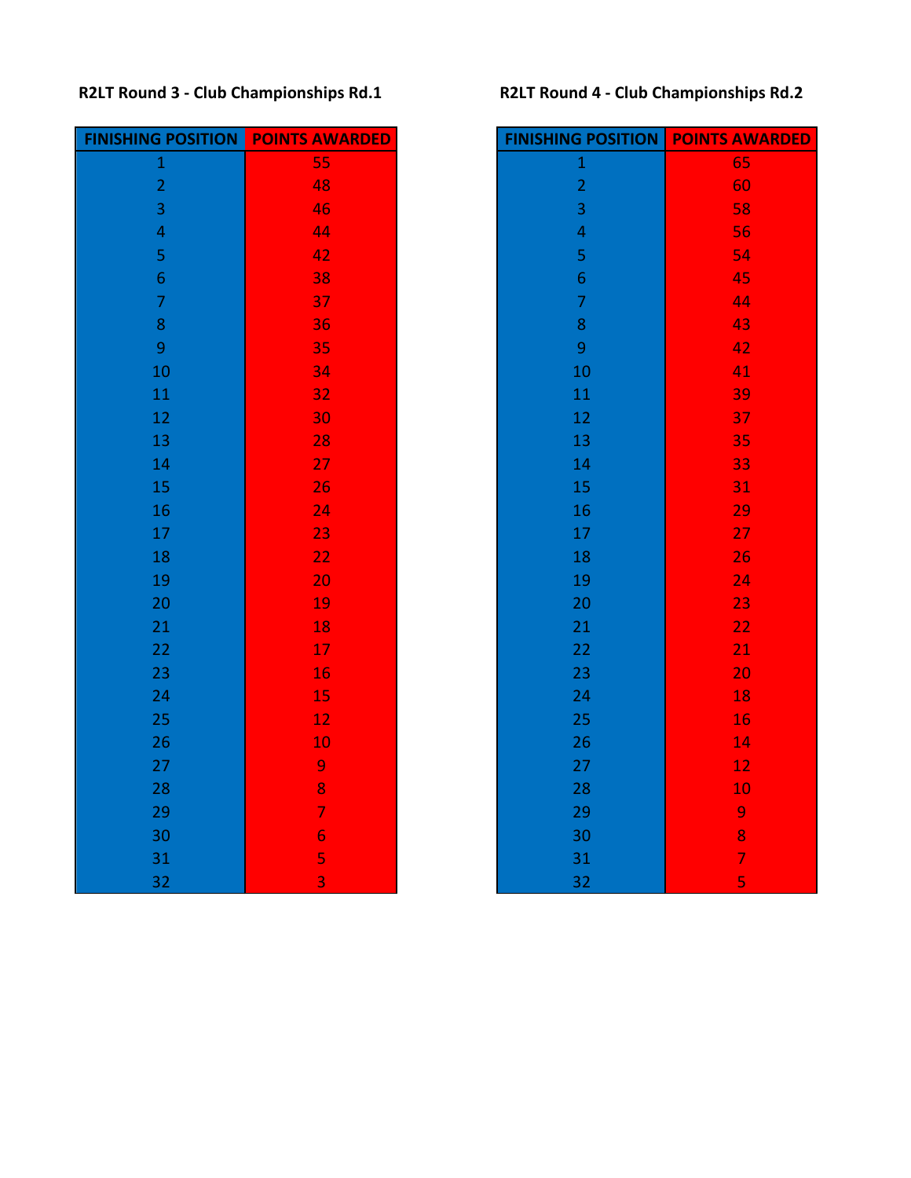### R2LT Round 3 - Club Championships Rd.1

| FINISHING POSITION | POINTS AWARDED |
|---|---|
| 1 | 55 |
| 2 | 48 |
| 3 | 46 |
| 4 | 44 |
| 5 | 42 |
| 6 | 38 |
| 7 | 37 |
| 8 | 36 |
| 9 | 35 |
| 10 | 34 |
| 11 | 32 |
| 12 | 30 |
| 13 | 28 |
| 14 | 27 |
| 15 | 26 |
| 16 | 24 |
| 17 | 23 |
| 18 | 22 |
| 19 | 20 |
| 20 | 19 |
| 21 | 18 |
| 22 | 17 |
| 23 | 16 |
| 24 | 15 |
| 25 | 12 |
| 26 | 10 |
| 27 | 9 |
| 28 | 8 |
| 29 | 7 |
| 30 | 6 |
| 31 | 5 |
| 32 | 3 |

### R2LT Round 4 - Club Championships Rd.2

| FINISHING POSITION | POINTS AWARDED |
|---|---|
| 1 | 65 |
| 2 | 60 |
| 3 | 58 |
| 4 | 56 |
| 5 | 54 |
| 6 | 45 |
| 7 | 44 |
| 8 | 43 |
| 9 | 42 |
| 10 | 41 |
| 11 | 39 |
| 12 | 37 |
| 13 | 35 |
| 14 | 33 |
| 15 | 31 |
| 16 | 29 |
| 17 | 27 |
| 18 | 26 |
| 19 | 24 |
| 20 | 23 |
| 21 | 22 |
| 22 | 21 |
| 23 | 20 |
| 24 | 18 |
| 25 | 16 |
| 26 | 14 |
| 27 | 12 |
| 28 | 10 |
| 29 | 9 |
| 30 | 8 |
| 31 | 7 |
| 32 | 5 |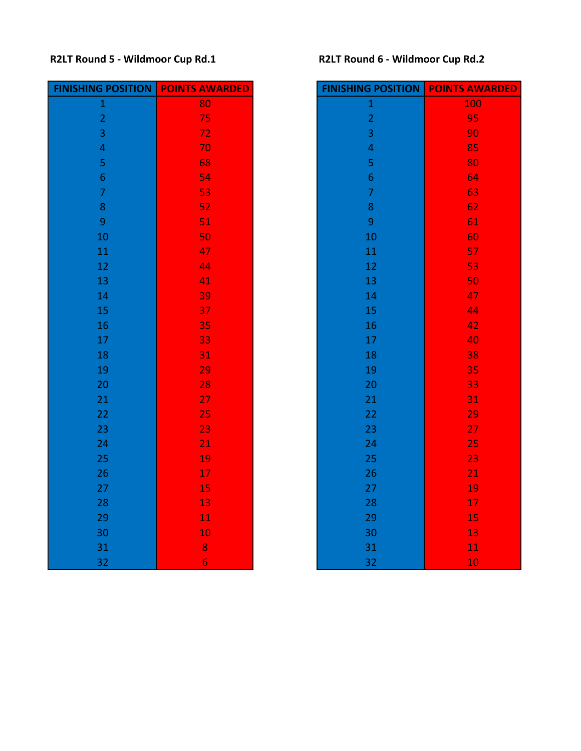**R2LT Round 5 - Wildmoor Cup Rd.1**

| FINISHING POSITION | POINTS AWARDED |
|---|---|
| 1 | 80 |
| 2 | 75 |
| 3 | 72 |
| 4 | 70 |
| 5 | 68 |
| 6 | 54 |
| 7 | 53 |
| 8 | 52 |
| 9 | 51 |
| 10 | 50 |
| 11 | 47 |
| 12 | 44 |
| 13 | 41 |
| 14 | 39 |
| 15 | 37 |
| 16 | 35 |
| 17 | 33 |
| 18 | 31 |
| 19 | 29 |
| 20 | 28 |
| 21 | 27 |
| 22 | 25 |
| 23 | 23 |
| 24 | 21 |
| 25 | 19 |
| 26 | 17 |
| 27 | 15 |
| 28 | 13 |
| 29 | 11 |
| 30 | 10 |
| 31 | 8 |
| 32 | 6 |

**R2LT Round 6 - Wildmoor Cup Rd.2**

| FINISHING POSITION | POINTS AWARDED |
|---|---|
| 1 | 100 |
| 2 | 95 |
| 3 | 90 |
| 4 | 85 |
| 5 | 80 |
| 6 | 64 |
| 7 | 63 |
| 8 | 62 |
| 9 | 61 |
| 10 | 60 |
| 11 | 57 |
| 12 | 53 |
| 13 | 50 |
| 14 | 47 |
| 15 | 44 |
| 16 | 42 |
| 17 | 40 |
| 18 | 38 |
| 19 | 35 |
| 20 | 33 |
| 21 | 31 |
| 22 | 29 |
| 23 | 27 |
| 24 | 25 |
| 25 | 23 |
| 26 | 21 |
| 27 | 19 |
| 28 | 17 |
| 29 | 15 |
| 30 | 13 |
| 31 | 11 |
| 32 | 10 |